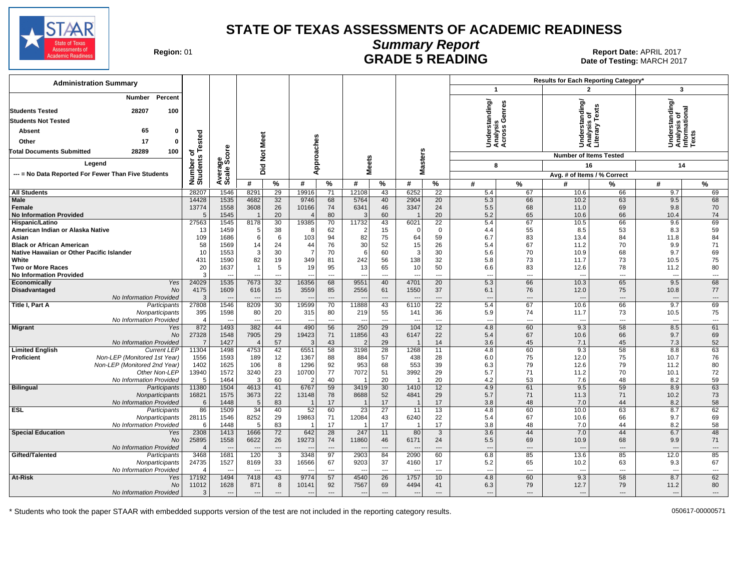# STATE OF TEXAS ASSESSMENTS OF ACADEMIC READINESS

## Summary Report

## GRADE 5 READING

**Region:** 01

**Report Date:** APRIL 2017
**Date of Testing:** MARCH 2017

### Administration Summary

| | Number | Percent |
|---|---|---|
| Students Tested | 28207 | 100 |
| Students Not Tested | | |
| Absent | 65 | 0 |
| Other | 17 | 0 |
| Total Documents Submitted | 28289 | 100 |

Legend

--- = No Data Reported For Fewer Than Five Students

Results for Each Reporting Category*

1. Understanding/Analysis Across Genres — Number of Items Tested: 8
2. Understanding/Analysis of Literary Texts — Number of Items Tested: 16
3. Understanding/Analysis of Informational Texts — Number of Items Tested: 14

| Group | | Number of Students Tested | Average Scale Score | Did Not Meet # | Did Not Meet % | Approaches # | Approaches % | Meets # | Meets % | Masters # | Masters % | Cat. 1 Avg. # | Cat. 1 % | Cat. 2 Avg. # | Cat. 2 % | Cat. 3 Avg. # | Cat. 3 % |
|---|---|---|---|---|---|---|---|---|---|---|---|---|---|---|---|---|---|
| All Students | | 28207 | 1546 | 8291 | 29 | 19916 | 71 | 12108 | 43 | 6252 | 22 | 5.4 | 67 | 10.6 | 66 | 9.7 | 69 |
| Male | | 14428 | 1535 | 4682 | 32 | 9746 | 68 | 5764 | 40 | 2904 | 20 | 5.3 | 66 | 10.2 | 63 | 9.5 | 68 |
| Female | | 13774 | 1558 | 3608 | 26 | 10166 | 74 | 6341 | 46 | 3347 | 24 | 5.5 | 68 | 11.0 | 69 | 9.8 | 70 |
| No Information Provided | | 5 | 1545 | 1 | 20 | 4 | 80 | 3 | 60 | 1 | 20 | 5.2 | 65 | 10.6 | 66 | 10.4 | 74 |
| Hispanic/Latino | | 27563 | 1545 | 8178 | 30 | 19385 | 70 | 11732 | 43 | 6021 | 22 | 5.4 | 67 | 10.5 | 66 | 9.6 | 69 |
| American Indian or Alaska Native | | 13 | 1459 | 5 | 38 | 8 | 62 | 2 | 15 | 0 | 0 | 4.4 | 55 | 8.5 | 53 | 8.3 | 59 |
| Asian | | 109 | 1686 | 6 | 6 | 103 | 94 | 82 | 75 | 64 | 59 | 6.7 | 83 | 13.4 | 84 | 11.8 | 84 |
| Black or African American | | 58 | 1569 | 14 | 24 | 44 | 76 | 30 | 52 | 15 | 26 | 5.4 | 67 | 11.2 | 70 | 9.9 | 71 |
| Native Hawaiian or Other Pacific Islander | | 10 | 1553 | 3 | 30 | 7 | 70 | 6 | 60 | 3 | 30 | 5.6 | 70 | 10.9 | 68 | 9.7 | 69 |
| White | | 431 | 1590 | 82 | 19 | 349 | 81 | 242 | 56 | 138 | 32 | 5.8 | 73 | 11.7 | 73 | 10.5 | 75 |
| Two or More Races | | 20 | 1637 | 1 | 5 | 19 | 95 | 13 | 65 | 10 | 50 | 6.6 | 83 | 12.6 | 78 | 11.2 | 80 |
| No Information Provided | | 3 | --- | --- | --- | --- | --- | --- | --- | --- | --- | --- | --- | --- | --- | --- | --- |
| Economically Disadvantaged | Yes | 24029 | 1535 | 7673 | 32 | 16356 | 68 | 9551 | 40 | 4701 | 20 | 5.3 | 66 | 10.3 | 65 | 9.5 | 68 |
| | No | 4175 | 1609 | 616 | 15 | 3559 | 85 | 2556 | 61 | 1550 | 37 | 6.1 | 76 | 12.0 | 75 | 10.8 | 77 |
| | No Information Provided | 3 | --- | --- | --- | --- | --- | --- | --- | --- | --- | --- | --- | --- | --- | --- | --- |
| Title I, Part A | Participants | 27808 | 1546 | 8209 | 30 | 19599 | 70 | 11888 | 43 | 6110 | 22 | 5.4 | 67 | 10.6 | 66 | 9.7 | 69 |
| | Nonparticipants | 395 | 1598 | 80 | 20 | 315 | 80 | 219 | 55 | 141 | 36 | 5.9 | 74 | 11.7 | 73 | 10.5 | 75 |
| | No Information Provided | 4 | --- | --- | --- | --- | --- | --- | --- | --- | --- | --- | --- | --- | --- | --- | --- |
| Migrant | Yes | 872 | 1493 | 382 | 44 | 490 | 56 | 250 | 29 | 104 | 12 | 4.8 | 60 | 9.3 | 58 | 8.5 | 61 |
| | No | 27328 | 1548 | 7905 | 29 | 19423 | 71 | 11856 | 43 | 6147 | 22 | 5.4 | 67 | 10.6 | 66 | 9.7 | 69 |
| | No Information Provided | 7 | 1427 | 4 | 57 | 3 | 43 | 2 | 29 | 1 | 14 | 3.6 | 45 | 7.1 | 45 | 7.3 | 52 |
| Limited English Proficient | Current LEP | 11304 | 1498 | 4753 | 42 | 6551 | 58 | 3198 | 28 | 1268 | 11 | 4.8 | 60 | 9.3 | 58 | 8.8 | 63 |
| | Non-LEP (Monitored 1st Year) | 1556 | 1593 | 189 | 12 | 1367 | 88 | 884 | 57 | 438 | 28 | 6.0 | 75 | 12.0 | 75 | 10.7 | 76 |
| | Non-LEP (Monitored 2nd Year) | 1402 | 1625 | 106 | 8 | 1296 | 92 | 953 | 68 | 553 | 39 | 6.3 | 79 | 12.6 | 79 | 11.2 | 80 |
| | Other Non-LEP | 13940 | 1572 | 3240 | 23 | 10700 | 77 | 7072 | 51 | 3992 | 29 | 5.7 | 71 | 11.2 | 70 | 10.1 | 72 |
| | No Information Provided | 5 | 1464 | 3 | 60 | 2 | 40 | 1 | 20 | 1 | 20 | 4.2 | 53 | 7.6 | 48 | 8.2 | 59 |
| Bilingual | Participants | 11380 | 1504 | 4613 | 41 | 6767 | 59 | 3419 | 30 | 1410 | 12 | 4.9 | 61 | 9.5 | 59 | 8.9 | 63 |
| | Nonparticipants | 16821 | 1575 | 3673 | 22 | 13148 | 78 | 8688 | 52 | 4841 | 29 | 5.7 | 71 | 11.3 | 71 | 10.2 | 73 |
| | No Information Provided | 6 | 1448 | 5 | 83 | 1 | 17 | 1 | 17 | 1 | 17 | 3.8 | 48 | 7.0 | 44 | 8.2 | 58 |
| ESL | Participants | 86 | 1509 | 34 | 40 | 52 | 60 | 23 | 27 | 11 | 13 | 4.8 | 60 | 10.0 | 63 | 8.7 | 62 |
| | Nonparticipants | 28115 | 1546 | 8252 | 29 | 19863 | 71 | 12084 | 43 | 6240 | 22 | 5.4 | 67 | 10.6 | 66 | 9.7 | 69 |
| | No Information Provided | 6 | 1448 | 5 | 83 | 1 | 17 | 1 | 17 | 1 | 17 | 3.8 | 48 | 7.0 | 44 | 8.2 | 58 |
| Special Education | Yes | 2308 | 1413 | 1666 | 72 | 642 | 28 | 247 | 11 | 80 | 3 | 3.6 | 44 | 7.0 | 44 | 6.7 | 48 |
| | No | 25895 | 1558 | 6622 | 26 | 19273 | 74 | 11860 | 46 | 6171 | 24 | 5.5 | 69 | 10.9 | 68 | 9.9 | 71 |
| | No Information Provided | 4 | --- | --- | --- | --- | --- | --- | --- | --- | --- | --- | --- | --- | --- | --- | --- |
| Gifted/Talented | Participants | 3468 | 1681 | 120 | 3 | 3348 | 97 | 2903 | 84 | 2090 | 60 | 6.8 | 85 | 13.6 | 85 | 12.0 | 85 |
| | Nonparticipants | 24735 | 1527 | 8169 | 33 | 16566 | 67 | 9203 | 37 | 4160 | 17 | 5.2 | 65 | 10.2 | 63 | 9.3 | 67 |
| | No Information Provided | 4 | --- | --- | --- | --- | --- | --- | --- | --- | --- | --- | --- | --- | --- | --- | --- |
| At-Risk | Yes | 17192 | 1494 | 7418 | 43 | 9774 | 57 | 4540 | 26 | 1757 | 10 | 4.8 | 60 | 9.3 | 58 | 8.7 | 62 |
| | No | 11012 | 1628 | 871 | 8 | 10141 | 92 | 7567 | 69 | 4494 | 41 | 6.3 | 79 | 12.7 | 79 | 11.2 | 80 |
| | No Information Provided | 3 | --- | --- | --- | --- | --- | --- | --- | --- | --- | --- | --- | --- | --- | --- | --- |

\* Students who took the paper STAAR with embedded supports version of the test are not included in the reporting category results.

050617-00000571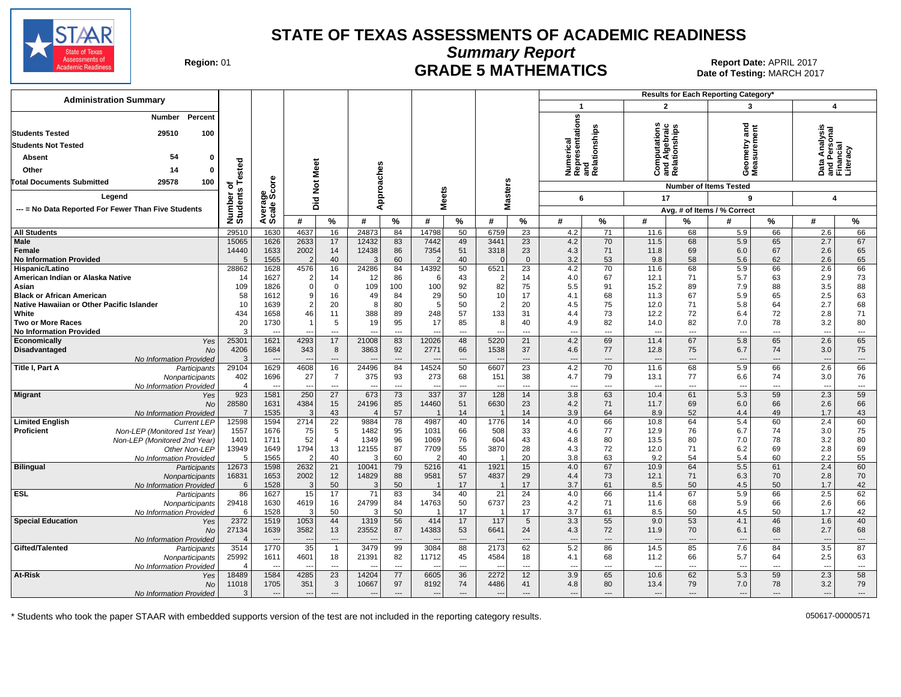# STATE OF TEXAS ASSESSMENTS OF ACADEMIC READINESS

## Summary Report

## GRADE 5 MATHEMATICS

**Region:** 01

**Report Date:** APRIL 2017
**Date of Testing:** MARCH 2017

### Administration Summary

| | Number | Percent |
|---|---|---|
| **Students Tested** | 29510 | 100 |
| **Students Not Tested** | | |
| **Absent** | 54 | 0 |
| **Other** | 14 | 0 |
| **Total Documents Submitted** | 29578 | 100 |

**Legend**

--- = No Data Reported For Fewer Than Five Students

| Group | | Number of Students Tested | Average Scale Score | Did Not Meet # | Did Not Meet % | Approaches # | Approaches % | Meets # | Meets % | Masters # | Masters % | 1: Numerical Representations and Relationships (6 items) # | 1 % | 2: Computations and Algebraic Relationships (17 items) # | 2 % | 3: Geometry and Measurement (9 items) # | 3 % | 4: Data Analysis and Personal Financial Literacy (4 items) # | 4 % |
|---|---|---|---|---|---|---|---|---|---|---|---|---|---|---|---|---|---|---|---|
| **All Students** | | 29510 | 1630 | 4637 | 16 | 24873 | 84 | 14798 | 50 | 6759 | 23 | 4.2 | 71 | 11.6 | 68 | 5.9 | 66 | 2.6 | 66 |
| **Male** | | 15065 | 1626 | 2633 | 17 | 12432 | 83 | 7442 | 49 | 3441 | 23 | 4.2 | 70 | 11.5 | 68 | 5.9 | 65 | 2.7 | 67 |
| **Female** | | 14440 | 1633 | 2002 | 14 | 12438 | 86 | 7354 | 51 | 3318 | 23 | 4.3 | 71 | 11.8 | 69 | 6.0 | 67 | 2.6 | 65 |
| **No Information Provided** | | 5 | 1565 | 2 | 40 | 3 | 60 | 2 | 40 | 0 | 0 | 3.2 | 53 | 9.8 | 58 | 5.6 | 62 | 2.6 | 65 |
| **Hispanic/Latino** | | 28862 | 1628 | 4576 | 16 | 24286 | 84 | 14392 | 50 | 6521 | 23 | 4.2 | 70 | 11.6 | 68 | 5.9 | 66 | 2.6 | 66 |
| **American Indian or Alaska Native** | | 14 | 1627 | 2 | 14 | 12 | 86 | 6 | 43 | 2 | 14 | 4.0 | 67 | 12.1 | 71 | 5.7 | 63 | 2.9 | 73 |
| **Asian** | | 109 | 1826 | 0 | 0 | 109 | 100 | 100 | 92 | 82 | 75 | 5.5 | 91 | 15.2 | 89 | 7.9 | 88 | 3.5 | 88 |
| **Black or African American** | | 58 | 1612 | 9 | 16 | 49 | 84 | 29 | 50 | 10 | 17 | 4.1 | 68 | 11.3 | 67 | 5.9 | 65 | 2.5 | 63 |
| **Native Hawaiian or Other Pacific Islander** | | 10 | 1639 | 2 | 20 | 8 | 80 | 5 | 50 | 2 | 20 | 4.5 | 75 | 12.0 | 71 | 5.8 | 64 | 2.7 | 68 |
| **White** | | 434 | 1658 | 46 | 11 | 388 | 89 | 248 | 57 | 133 | 31 | 4.4 | 73 | 12.2 | 72 | 6.4 | 72 | 2.8 | 71 |
| **Two or More Races** | | 20 | 1730 | 1 | 5 | 19 | 95 | 17 | 85 | 8 | 40 | 4.9 | 82 | 14.0 | 82 | 7.0 | 78 | 3.2 | 80 |
| **No Information Provided** | | 3 | --- | --- | --- | --- | --- | --- | --- | --- | --- | --- | --- | --- | --- | --- | --- | --- | --- |
| **Economically Disadvantaged** | Yes | 25301 | 1621 | 4293 | 17 | 21008 | 83 | 12026 | 48 | 5220 | 21 | 4.2 | 69 | 11.4 | 67 | 5.8 | 65 | 2.6 | 65 |
| | No | 4206 | 1684 | 343 | 8 | 3863 | 92 | 2771 | 66 | 1538 | 37 | 4.6 | 77 | 12.8 | 75 | 6.7 | 74 | 3.0 | 75 |
| | No Information Provided | 3 | --- | --- | --- | --- | --- | --- | --- | --- | --- | --- | --- | --- | --- | --- | --- | --- | --- |
| **Title I, Part A** | Participants | 29104 | 1629 | 4608 | 16 | 24496 | 84 | 14524 | 50 | 6607 | 23 | 4.2 | 70 | 11.6 | 68 | 5.9 | 66 | 2.6 | 66 |
| | Nonparticipants | 402 | 1696 | 27 | 7 | 375 | 93 | 273 | 68 | 151 | 38 | 4.7 | 79 | 13.1 | 77 | 6.6 | 74 | 3.0 | 76 |
| | No Information Provided | 4 | --- | --- | --- | --- | --- | --- | --- | --- | --- | --- | --- | --- | --- | --- | --- | --- | --- |
| **Migrant** | Yes | 923 | 1581 | 250 | 27 | 673 | 73 | 337 | 37 | 128 | 14 | 3.8 | 63 | 10.4 | 61 | 5.3 | 59 | 2.3 | 59 |
| | No | 28580 | 1631 | 4384 | 15 | 24196 | 85 | 14460 | 51 | 6630 | 23 | 4.2 | 71 | 11.7 | 69 | 6.0 | 66 | 2.6 | 66 |
| | No Information Provided | 7 | 1535 | 3 | 43 | 4 | 57 | 1 | 14 | 1 | 14 | 3.9 | 64 | 8.9 | 52 | 4.4 | 49 | 1.7 | 43 |
| **Limited English Proficient** | Current LEP | 12598 | 1594 | 2714 | 22 | 9884 | 78 | 4987 | 40 | 1776 | 14 | 4.0 | 66 | 10.8 | 64 | 5.4 | 60 | 2.4 | 60 |
| | Non-LEP (Monitored 1st Year) | 1557 | 1676 | 75 | 5 | 1482 | 95 | 1031 | 66 | 508 | 33 | 4.6 | 77 | 12.9 | 76 | 6.7 | 74 | 3.0 | 75 |
| | Non-LEP (Monitored 2nd Year) | 1401 | 1711 | 52 | 4 | 1349 | 96 | 1069 | 76 | 604 | 43 | 4.8 | 80 | 13.5 | 80 | 7.0 | 78 | 3.2 | 80 |
| | Other Non-LEP | 13949 | 1649 | 1794 | 13 | 12155 | 87 | 7709 | 55 | 3870 | 28 | 4.3 | 72 | 12.0 | 71 | 6.2 | 69 | 2.8 | 69 |
| | No Information Provided | 5 | 1565 | 2 | 40 | 3 | 60 | 2 | 40 | 1 | 20 | 3.8 | 63 | 9.2 | 54 | 5.4 | 60 | 2.2 | 55 |
| **Bilingual** | Participants | 12673 | 1598 | 2632 | 21 | 10041 | 79 | 5216 | 41 | 1921 | 15 | 4.0 | 67 | 10.9 | 64 | 5.5 | 61 | 2.4 | 60 |
| | Nonparticipants | 16831 | 1653 | 2002 | 12 | 14829 | 88 | 9581 | 57 | 4837 | 29 | 4.4 | 73 | 12.1 | 71 | 6.3 | 70 | 2.8 | 70 |
| | No Information Provided | 6 | 1528 | 3 | 50 | 3 | 50 | 1 | 17 | 1 | 17 | 3.7 | 61 | 8.5 | 50 | 4.5 | 50 | 1.7 | 42 |
| **ESL** | Participants | 86 | 1627 | 15 | 17 | 71 | 83 | 34 | 40 | 21 | 24 | 4.0 | 66 | 11.4 | 67 | 5.9 | 66 | 2.5 | 62 |
| | Nonparticipants | 29418 | 1630 | 4619 | 16 | 24799 | 84 | 14763 | 50 | 6737 | 23 | 4.2 | 71 | 11.6 | 68 | 5.9 | 66 | 2.6 | 66 |
| | No Information Provided | 6 | 1528 | 3 | 50 | 3 | 50 | 1 | 17 | 1 | 17 | 3.7 | 61 | 8.5 | 50 | 4.5 | 50 | 1.7 | 42 |
| **Special Education** | Yes | 2372 | 1519 | 1053 | 44 | 1319 | 56 | 414 | 17 | 117 | 5 | 3.3 | 55 | 9.0 | 53 | 4.1 | 46 | 1.6 | 40 |
| | No | 27134 | 1639 | 3582 | 13 | 23552 | 87 | 14383 | 53 | 6641 | 24 | 4.3 | 72 | 11.9 | 70 | 6.1 | 68 | 2.7 | 68 |
| | No Information Provided | 4 | --- | --- | --- | --- | --- | --- | --- | --- | --- | --- | --- | --- | --- | --- | --- | --- | --- |
| **Gifted/Talented** | Participants | 3514 | 1770 | 35 | 1 | 3479 | 99 | 3084 | 88 | 2173 | 62 | 5.2 | 86 | 14.5 | 85 | 7.6 | 84 | 3.5 | 87 |
| | Nonparticipants | 25992 | 1611 | 4601 | 18 | 21391 | 82 | 11712 | 45 | 4584 | 18 | 4.1 | 68 | 11.2 | 66 | 5.7 | 64 | 2.5 | 63 |
| | No Information Provided | 4 | --- | --- | --- | --- | --- | --- | --- | --- | --- | --- | --- | --- | --- | --- | --- | --- | --- |
| **At-Risk** | Yes | 18489 | 1584 | 4285 | 23 | 14204 | 77 | 6605 | 36 | 2272 | 12 | 3.9 | 65 | 10.6 | 62 | 5.3 | 59 | 2.3 | 58 |
| | No | 11018 | 1705 | 351 | 3 | 10667 | 97 | 8192 | 74 | 4486 | 41 | 4.8 | 80 | 13.4 | 79 | 7.0 | 78 | 3.2 | 79 |
| | No Information Provided | 3 | --- | --- | --- | --- | --- | --- | --- | --- | --- | --- | --- | --- | --- | --- | --- | --- | --- |

Results for Each Reporting Category*: # = Avg. # of Items, % = % Correct.

\* Students who took the paper STAAR with embedded supports version of the test are not included in the reporting category results.

050617-00000571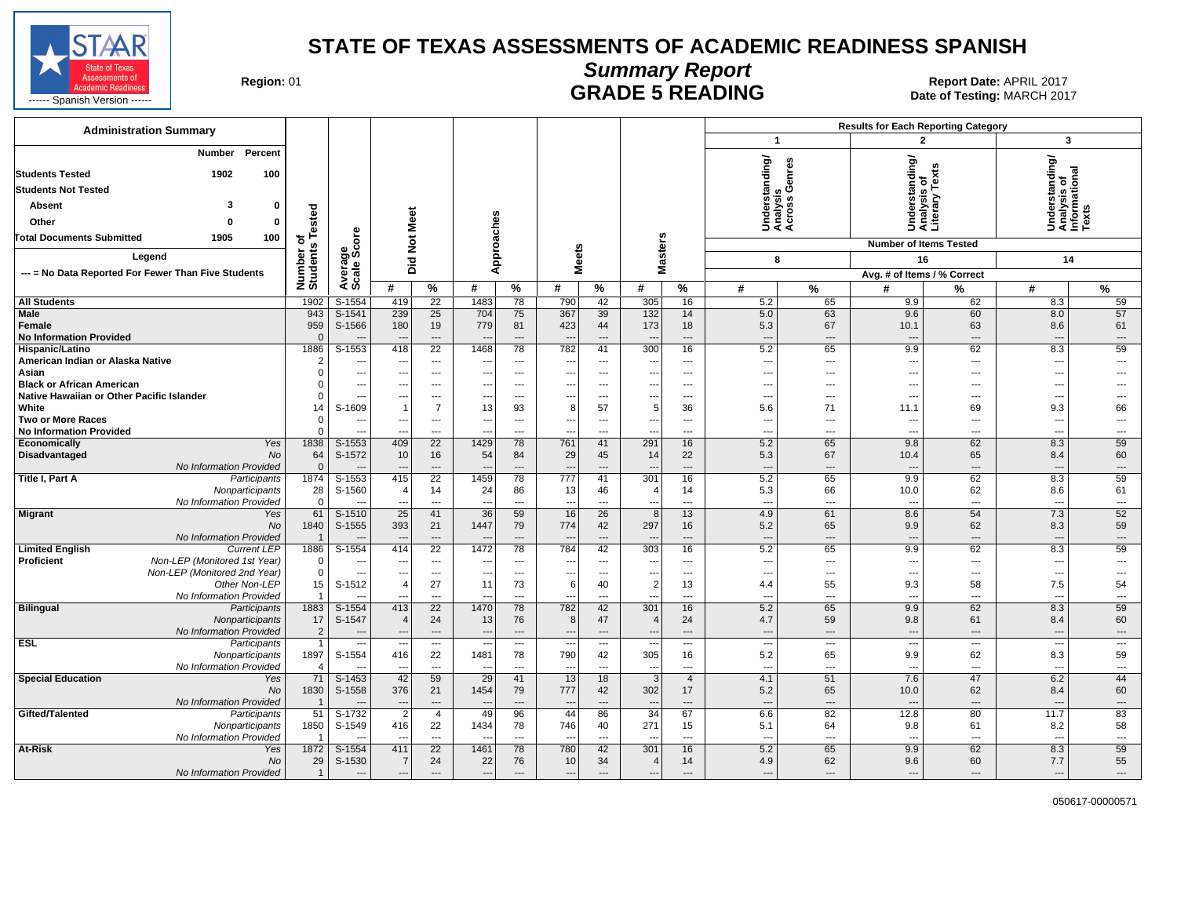# STATE OF TEXAS ASSESSMENTS OF ACADEMIC READINESS SPANISH

## Summary Report

## GRADE 5 READING

STAAR State of Texas Assessments of Academic Readiness ------ Spanish Version ------

**Region:** 01

**Report Date:** APRIL 2017
**Date of Testing:** MARCH 2017

**Administration Summary**

| | Number | Percent |
|---|---|---|
| **Students Tested** | 1902 | 100 |
| **Students Not Tested** | | |
| Absent | 3 | 0 |
| Other | 0 | 0 |
| **Total Documents Submitted** | 1905 | 100 |

**Legend**

--- = No Data Reported For Fewer Than Five Students

**Results for Each Reporting Category**: 1 = Understanding/Analysis Across Genres (Number of Items Tested: 8); 2 = Understanding/Analysis of Literary Texts (Number of Items Tested: 16); 3 = Understanding/Analysis of Informational Texts (Number of Items Tested: 14). Avg. # of Items / % Correct.

| Group | | Number of Students Tested | Average Scale Score | Did Not Meet # | Did Not Meet % | Approaches # | Approaches % | Meets # | Meets % | Masters # | Masters % | Cat. 1 # | Cat. 1 % | Cat. 2 # | Cat. 2 % | Cat. 3 # | Cat. 3 % |
|---|---|---|---|---|---|---|---|---|---|---|---|---|---|---|---|---|---|
| **All Students** | | 1902 | S-1554 | 419 | 22 | 1483 | 78 | 790 | 42 | 305 | 16 | 5.2 | 65 | 9.9 | 62 | 8.3 | 59 |
| **Male** | | 943 | S-1541 | 239 | 25 | 704 | 75 | 367 | 39 | 132 | 14 | 5.0 | 63 | 9.6 | 60 | 8.0 | 57 |
| **Female** | | 959 | S-1566 | 180 | 19 | 779 | 81 | 423 | 44 | 173 | 18 | 5.3 | 67 | 10.1 | 63 | 8.6 | 61 |
| **No Information Provided** | | 0 | --- | --- | --- | --- | --- | --- | --- | --- | --- | --- | --- | --- | --- | --- | --- |
| **Hispanic/Latino** | | 1886 | S-1553 | 418 | 22 | 1468 | 78 | 782 | 41 | 300 | 16 | 5.2 | 65 | 9.9 | 62 | 8.3 | 59 |
| **American Indian or Alaska Native** | | 2 | --- | --- | --- | --- | --- | --- | --- | --- | --- | --- | --- | --- | --- | --- | --- |
| **Asian** | | 0 | --- | --- | --- | --- | --- | --- | --- | --- | --- | --- | --- | --- | --- | --- | --- |
| **Black or African American** | | 0 | --- | --- | --- | --- | --- | --- | --- | --- | --- | --- | --- | --- | --- | --- | --- |
| **Native Hawaiian or Other Pacific Islander** | | 0 | --- | --- | --- | --- | --- | --- | --- | --- | --- | --- | --- | --- | --- | --- | --- |
| **White** | | 14 | S-1609 | 1 | 7 | 13 | 93 | 8 | 57 | 5 | 36 | 5.6 | 71 | 11.1 | 69 | 9.3 | 66 |
| **Two or More Races** | | 0 | --- | --- | --- | --- | --- | --- | --- | --- | --- | --- | --- | --- | --- | --- | --- |
| **No Information Provided** | | 0 | --- | --- | --- | --- | --- | --- | --- | --- | --- | --- | --- | --- | --- | --- | --- |
| **Economically Disadvantaged** | *Yes* | 1838 | S-1553 | 409 | 22 | 1429 | 78 | 761 | 41 | 291 | 16 | 5.2 | 65 | 9.8 | 62 | 8.3 | 59 |
| | *No* | 64 | S-1572 | 10 | 16 | 54 | 84 | 29 | 45 | 14 | 22 | 5.3 | 67 | 10.4 | 65 | 8.4 | 60 |
| | *No Information Provided* | 0 | --- | --- | --- | --- | --- | --- | --- | --- | --- | --- | --- | --- | --- | --- | --- |
| **Title I, Part A** | *Participants* | 1874 | S-1553 | 415 | 22 | 1459 | 78 | 777 | 41 | 301 | 16 | 5.2 | 65 | 9.9 | 62 | 8.3 | 59 |
| | *Nonparticipants* | 28 | S-1560 | 4 | 14 | 24 | 86 | 13 | 46 | 4 | 14 | 5.3 | 66 | 10.0 | 62 | 8.6 | 61 |
| | *No Information Provided* | 0 | --- | --- | --- | --- | --- | --- | --- | --- | --- | --- | --- | --- | --- | --- | --- |
| **Migrant** | *Yes* | 61 | S-1510 | 25 | 41 | 36 | 59 | 16 | 26 | 8 | 13 | 4.9 | 61 | 8.6 | 54 | 7.3 | 52 |
| | *No* | 1840 | S-1555 | 393 | 21 | 1447 | 79 | 774 | 42 | 297 | 16 | 5.2 | 65 | 9.9 | 62 | 8.3 | 59 |
| | *No Information Provided* | 1 | --- | --- | --- | --- | --- | --- | --- | --- | --- | --- | --- | --- | --- | --- | --- |
| **Limited English Proficient** | *Current LEP* | 1886 | S-1554 | 414 | 22 | 1472 | 78 | 784 | 42 | 303 | 16 | 5.2 | 65 | 9.9 | 62 | 8.3 | 59 |
| | *Non-LEP (Monitored 1st Year)* | 0 | --- | --- | --- | --- | --- | --- | --- | --- | --- | --- | --- | --- | --- | --- | --- |
| | *Non-LEP (Monitored 2nd Year)* | 0 | --- | --- | --- | --- | --- | --- | --- | --- | --- | --- | --- | --- | --- | --- | --- |
| | *Other Non-LEP* | 15 | S-1512 | 4 | 27 | 11 | 73 | 6 | 40 | 2 | 13 | 4.4 | 55 | 9.3 | 58 | 7.5 | 54 |
| | *No Information Provided* | 1 | --- | --- | --- | --- | --- | --- | --- | --- | --- | --- | --- | --- | --- | --- | --- |
| **Bilingual** | *Participants* | 1883 | S-1554 | 413 | 22 | 1470 | 78 | 782 | 42 | 301 | 16 | 5.2 | 65 | 9.9 | 62 | 8.3 | 59 |
| | *Nonparticipants* | 17 | S-1547 | 4 | 24 | 13 | 76 | 8 | 47 | 4 | 24 | 4.7 | 59 | 9.8 | 61 | 8.4 | 60 |
| | *No Information Provided* | 2 | --- | --- | --- | --- | --- | --- | --- | --- | --- | --- | --- | --- | --- | --- | --- |
| **ESL** | *Participants* | 1 | --- | --- | --- | --- | --- | --- | --- | --- | --- | --- | --- | --- | --- | --- | --- |
| | *Nonparticipants* | 1897 | S-1554 | 416 | 22 | 1481 | 78 | 790 | 42 | 305 | 16 | 5.2 | 65 | 9.9 | 62 | 8.3 | 59 |
| | *No Information Provided* | 4 | --- | --- | --- | --- | --- | --- | --- | --- | --- | --- | --- | --- | --- | --- | --- |
| **Special Education** | *Yes* | 71 | S-1453 | 42 | 59 | 29 | 41 | 13 | 18 | 3 | 4 | 4.1 | 51 | 7.6 | 47 | 6.2 | 44 |
| | *No* | 1830 | S-1558 | 376 | 21 | 1454 | 79 | 777 | 42 | 302 | 17 | 5.2 | 65 | 10.0 | 62 | 8.4 | 60 |
| | *No Information Provided* | 1 | --- | --- | --- | --- | --- | --- | --- | --- | --- | --- | --- | --- | --- | --- | --- |
| **Gifted/Talented** | *Participants* | 51 | S-1732 | 2 | 4 | 49 | 96 | 44 | 86 | 34 | 67 | 6.6 | 82 | 12.8 | 80 | 11.7 | 83 |
| | *Nonparticipants* | 1850 | S-1549 | 416 | 22 | 1434 | 78 | 746 | 40 | 271 | 15 | 5.1 | 64 | 9.8 | 61 | 8.2 | 58 |
| | *No Information Provided* | 1 | --- | --- | --- | --- | --- | --- | --- | --- | --- | --- | --- | --- | --- | --- | --- |
| **At-Risk** | *Yes* | 1872 | S-1554 | 411 | 22 | 1461 | 78 | 780 | 42 | 301 | 16 | 5.2 | 65 | 9.9 | 62 | 8.3 | 59 |
| | *No* | 29 | S-1530 | 7 | 24 | 22 | 76 | 10 | 34 | 4 | 14 | 4.9 | 62 | 9.6 | 60 | 7.7 | 55 |
| | *No Information Provided* | 1 | --- | --- | --- | --- | --- | --- | --- | --- | --- | --- | --- | --- | --- | --- | --- |

050617-00000571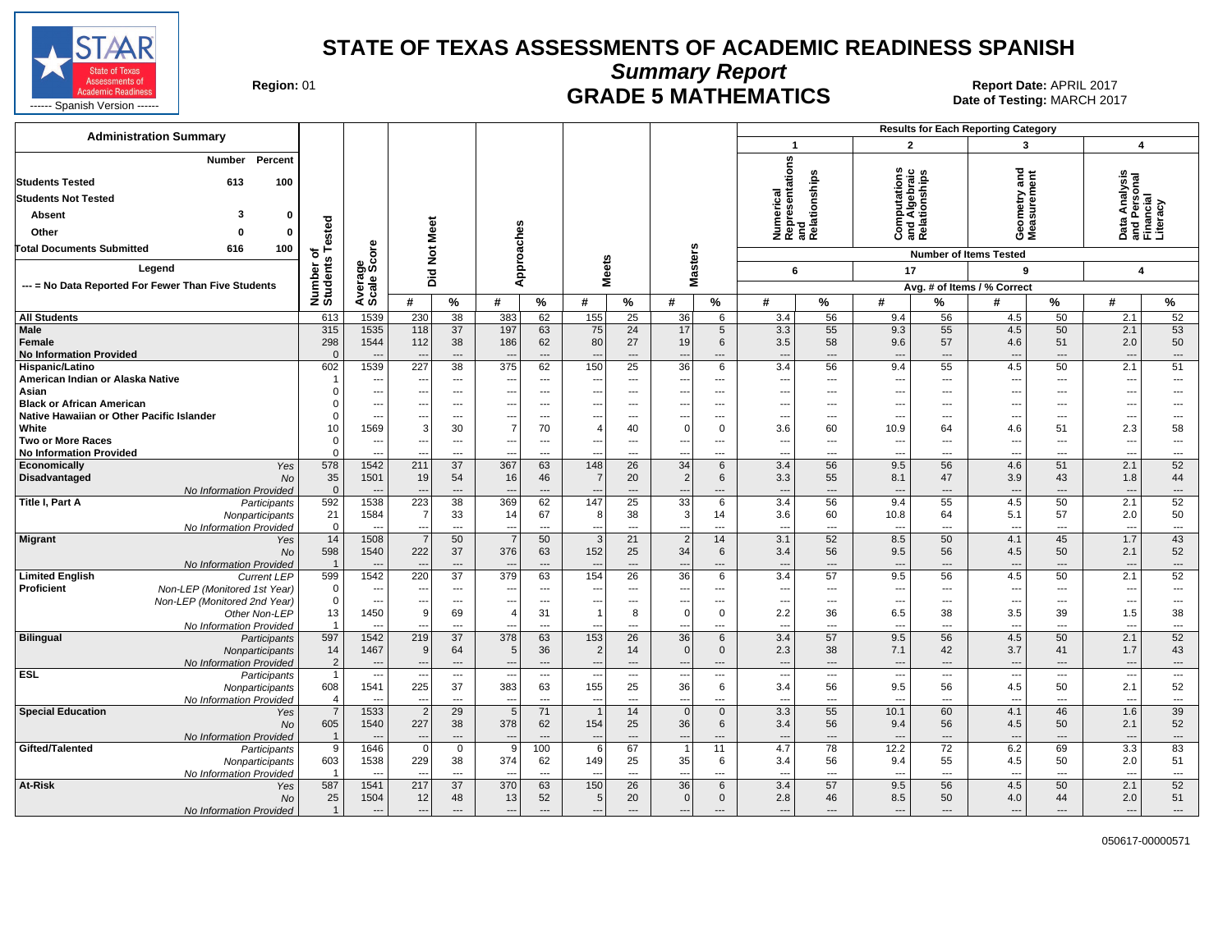# STATE OF TEXAS ASSESSMENTS OF ACADEMIC READINESS SPANISH

## Summary Report

## GRADE 5 MATHEMATICS

**Region:** 01

**Report Date:** APRIL 2017
**Date of Testing:** MARCH 2017

STAAR — State of Texas Assessments of Academic Readiness — Spanish Version

### Administration Summary

| | Number | Percent |
|---|---|---|
| Students Tested | 613 | 100 |
| Students Not Tested | | |
| Absent | 3 | 0 |
| Other | 0 | 0 |
| Total Documents Submitted | 616 | 100 |

**Legend**

--- = No Data Reported For Fewer Than Five Students

Results for Each Reporting Category: 1 = Numerical Representations and Relationships (6 items); 2 = Computations and Algebraic Relationships (17 items); 3 = Geometry and Measurement (9 items); 4 = Data Analysis and Personal Financial Literacy (4 items). Avg. # of Items / % Correct.

| Group | | Number of Students Tested | Average Scale Score | Did Not Meet # | Did Not Meet % | Approaches # | Approaches % | Meets # | Meets % | Masters # | Masters % | Cat 1 # | Cat 1 % | Cat 2 # | Cat 2 % | Cat 3 # | Cat 3 % | Cat 4 # | Cat 4 % |
|---|---|---|---|---|---|---|---|---|---|---|---|---|---|---|---|---|---|---|---|
| All Students | | 613 | 1539 | 230 | 38 | 383 | 62 | 155 | 25 | 36 | 6 | 3.4 | 56 | 9.4 | 56 | 4.5 | 50 | 2.1 | 52 |
| Male | | 315 | 1535 | 118 | 37 | 197 | 63 | 75 | 24 | 17 | 5 | 3.3 | 55 | 9.3 | 55 | 4.5 | 50 | 2.1 | 53 |
| Female | | 298 | 1544 | 112 | 38 | 186 | 62 | 80 | 27 | 19 | 6 | 3.5 | 58 | 9.6 | 57 | 4.6 | 51 | 2.0 | 50 |
| No Information Provided | | 0 | --- | --- | --- | --- | --- | --- | --- | --- | --- | --- | --- | --- | --- | --- | --- | --- | --- |
| Hispanic/Latino | | 602 | 1539 | 227 | 38 | 375 | 62 | 150 | 25 | 36 | 6 | 3.4 | 56 | 9.4 | 55 | 4.5 | 50 | 2.1 | 51 |
| American Indian or Alaska Native | | 1 | --- | --- | --- | --- | --- | --- | --- | --- | --- | --- | --- | --- | --- | --- | --- | --- | --- |
| Asian | | 0 | --- | --- | --- | --- | --- | --- | --- | --- | --- | --- | --- | --- | --- | --- | --- | --- | --- |
| Black or African American | | 0 | --- | --- | --- | --- | --- | --- | --- | --- | --- | --- | --- | --- | --- | --- | --- | --- | --- |
| Native Hawaiian or Other Pacific Islander | | 0 | --- | --- | --- | --- | --- | --- | --- | --- | --- | --- | --- | --- | --- | --- | --- | --- | --- |
| White | | 10 | 1569 | 3 | 30 | 7 | 70 | 4 | 40 | 0 | 0 | 3.6 | 60 | 10.9 | 64 | 4.6 | 51 | 2.3 | 58 |
| Two or More Races | | 0 | --- | --- | --- | --- | --- | --- | --- | --- | --- | --- | --- | --- | --- | --- | --- | --- | --- |
| No Information Provided | | 0 | --- | --- | --- | --- | --- | --- | --- | --- | --- | --- | --- | --- | --- | --- | --- | --- | --- |
| Economically Disadvantaged | Yes | 578 | 1542 | 211 | 37 | 367 | 63 | 148 | 26 | 34 | 6 | 3.4 | 56 | 9.5 | 56 | 4.6 | 51 | 2.1 | 52 |
| | No | 35 | 1501 | 19 | 54 | 16 | 46 | 7 | 20 | 2 | 6 | 3.3 | 55 | 8.1 | 47 | 3.9 | 43 | 1.8 | 44 |
| | No Information Provided | 0 | --- | --- | --- | --- | --- | --- | --- | --- | --- | --- | --- | --- | --- | --- | --- | --- | --- |
| Title I, Part A | Participants | 592 | 1538 | 223 | 38 | 369 | 62 | 147 | 25 | 33 | 6 | 3.4 | 56 | 9.4 | 55 | 4.5 | 50 | 2.1 | 52 |
| | Nonparticipants | 21 | 1584 | 7 | 33 | 14 | 67 | 8 | 38 | 3 | 14 | 3.6 | 60 | 10.8 | 64 | 5.1 | 57 | 2.0 | 50 |
| | No Information Provided | 0 | --- | --- | --- | --- | --- | --- | --- | --- | --- | --- | --- | --- | --- | --- | --- | --- | --- |
| Migrant | Yes | 14 | 1508 | 7 | 50 | 7 | 50 | 3 | 21 | 2 | 14 | 3.1 | 52 | 8.5 | 50 | 4.1 | 45 | 1.7 | 43 |
| | No | 598 | 1540 | 222 | 37 | 376 | 63 | 152 | 25 | 34 | 6 | 3.4 | 56 | 9.5 | 56 | 4.5 | 50 | 2.1 | 52 |
| | No Information Provided | 1 | --- | --- | --- | --- | --- | --- | --- | --- | --- | --- | --- | --- | --- | --- | --- | --- | --- |
| Limited English Proficient | Current LEP | 599 | 1542 | 220 | 37 | 379 | 63 | 154 | 26 | 36 | 6 | 3.4 | 57 | 9.5 | 56 | 4.5 | 50 | 2.1 | 52 |
| | Non-LEP (Monitored 1st Year) | 0 | --- | --- | --- | --- | --- | --- | --- | --- | --- | --- | --- | --- | --- | --- | --- | --- | --- |
| | Non-LEP (Monitored 2nd Year) | 0 | --- | --- | --- | --- | --- | --- | --- | --- | --- | --- | --- | --- | --- | --- | --- | --- | --- |
| | Other Non-LEP | 13 | 1450 | 9 | 69 | 4 | 31 | 1 | 8 | 0 | 0 | 2.2 | 36 | 6.5 | 38 | 3.5 | 39 | 1.5 | 38 |
| | No Information Provided | 1 | --- | --- | --- | --- | --- | --- | --- | --- | --- | --- | --- | --- | --- | --- | --- | --- | --- |
| Bilingual | Participants | 597 | 1542 | 219 | 37 | 378 | 63 | 153 | 26 | 36 | 6 | 3.4 | 57 | 9.5 | 56 | 4.5 | 50 | 2.1 | 52 |
| | Nonparticipants | 14 | 1467 | 9 | 64 | 5 | 36 | 2 | 14 | 0 | 0 | 2.3 | 38 | 7.1 | 42 | 3.7 | 41 | 1.7 | 43 |
| | No Information Provided | 2 | --- | --- | --- | --- | --- | --- | --- | --- | --- | --- | --- | --- | --- | --- | --- | --- | --- |
| ESL | Participants | 1 | --- | --- | --- | --- | --- | --- | --- | --- | --- | --- | --- | --- | --- | --- | --- | --- | --- |
| | Nonparticipants | 608 | 1541 | 225 | 37 | 383 | 63 | 155 | 25 | 36 | 6 | 3.4 | 56 | 9.5 | 56 | 4.5 | 50 | 2.1 | 52 |
| | No Information Provided | 4 | --- | --- | --- | --- | --- | --- | --- | --- | --- | --- | --- | --- | --- | --- | --- | --- | --- |
| Special Education | Yes | 7 | 1533 | 2 | 29 | 5 | 71 | 1 | 14 | 0 | 0 | 3.3 | 55 | 10.1 | 60 | 4.1 | 46 | 1.6 | 39 |
| | No | 605 | 1540 | 227 | 38 | 378 | 62 | 154 | 25 | 36 | 6 | 3.4 | 56 | 9.4 | 56 | 4.5 | 50 | 2.1 | 52 |
| | No Information Provided | 1 | --- | --- | --- | --- | --- | --- | --- | --- | --- | --- | --- | --- | --- | --- | --- | --- | --- |
| Gifted/Talented | Participants | 9 | 1646 | 0 | 0 | 9 | 100 | 6 | 67 | 1 | 11 | 4.7 | 78 | 12.2 | 72 | 6.2 | 69 | 3.3 | 83 |
| | Nonparticipants | 603 | 1538 | 229 | 38 | 374 | 62 | 149 | 25 | 35 | 6 | 3.4 | 56 | 9.4 | 55 | 4.5 | 50 | 2.0 | 51 |
| | No Information Provided | 1 | --- | --- | --- | --- | --- | --- | --- | --- | --- | --- | --- | --- | --- | --- | --- | --- | --- |
| At-Risk | Yes | 587 | 1541 | 217 | 37 | 370 | 63 | 150 | 26 | 36 | 6 | 3.4 | 57 | 9.5 | 56 | 4.5 | 50 | 2.1 | 52 |
| | No | 25 | 1504 | 12 | 48 | 13 | 52 | 5 | 20 | 0 | 0 | 2.8 | 46 | 8.5 | 50 | 4.0 | 44 | 2.0 | 51 |
| | No Information Provided | 1 | --- | --- | --- | --- | --- | --- | --- | --- | --- | --- | --- | --- | --- | --- | --- | --- | --- |

050617-00000571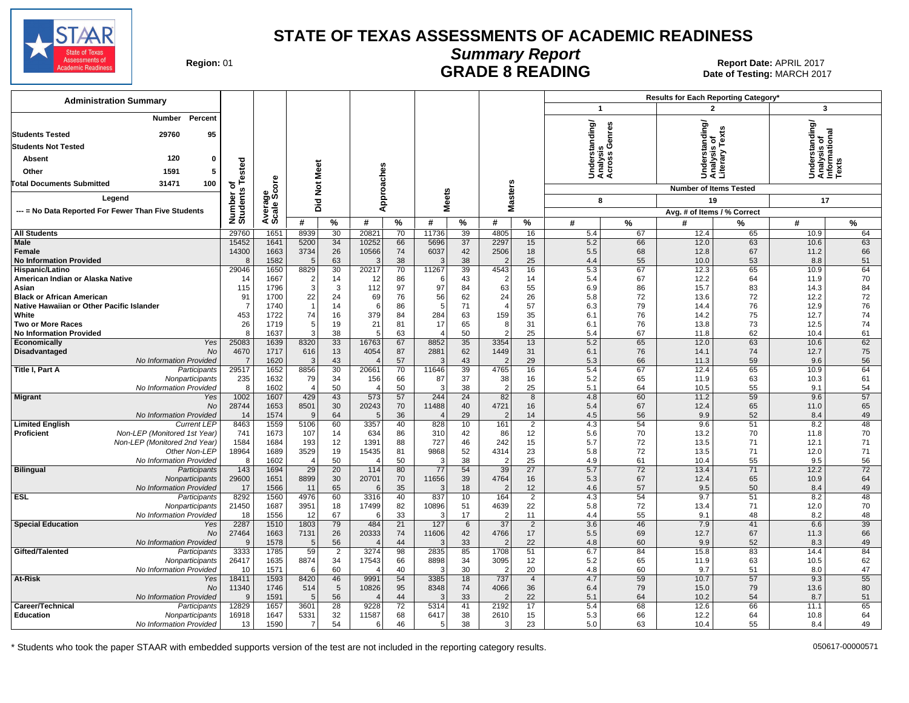# STATE OF TEXAS ASSESSMENTS OF ACADEMIC READINESS

## Summary Report

## GRADE 8 READING

**Region:** 01

**Report Date:** APRIL 2017
**Date of Testing:** MARCH 2017

### Administration Summary

| | Number | Percent |
|---|---|---|
| Students Tested | 29760 | 95 |
| Students Not Tested | | |
| Absent | 120 | 0 |
| Other | 1591 | 5 |
| Total Documents Submitted | 31471 | 100 |

Legend

--- = No Data Reported For Fewer Than Five Students

Results for Each Reporting Category*: 1 = Understanding/ Analysis Across Genres (8 items tested); 2 = Understanding/ Analysis of Literary Texts (19 items tested); 3 = Understanding/ Analysis of Informational Texts (17 items tested). Cat # = Avg. # of Items, Cat % = % Correct.

| Group | Subgroup | Number of Students Tested | Average Scale Score | Did Not Meet # | Did Not Meet % | Approaches # | Approaches % | Meets # | Meets % | Masters # | Masters % | Cat 1 # | Cat 1 % | Cat 2 # | Cat 2 % | Cat 3 # | Cat 3 % |
|---|---|---|---|---|---|---|---|---|---|---|---|---|---|---|---|---|---|
| **All Students** | | 29760 | 1651 | 8939 | 30 | 20821 | 70 | 11736 | 39 | 4805 | 16 | 5.4 | 67 | 12.4 | 65 | 10.9 | 64 |
| **Male** | | 15452 | 1641 | 5200 | 34 | 10252 | 66 | 5696 | 37 | 2297 | 15 | 5.2 | 66 | 12.0 | 63 | 10.6 | 63 |
| **Female** | | 14300 | 1663 | 3734 | 26 | 10566 | 74 | 6037 | 42 | 2506 | 18 | 5.5 | 68 | 12.8 | 67 | 11.2 | 66 |
| **No Information Provided** | | 8 | 1582 | 5 | 63 | 3 | 38 | 3 | 38 | 2 | 25 | 4.4 | 55 | 10.0 | 53 | 8.8 | 51 |
| **Hispanic/Latino** | | 29046 | 1650 | 8829 | 30 | 20217 | 70 | 11267 | 39 | 4543 | 16 | 5.3 | 67 | 12.3 | 65 | 10.9 | 64 |
| **American Indian or Alaska Native** | | 14 | 1667 | 2 | 14 | 12 | 86 | 6 | 43 | 2 | 14 | 5.4 | 67 | 12.2 | 64 | 11.9 | 70 |
| **Asian** | | 115 | 1796 | 3 | 3 | 112 | 97 | 97 | 84 | 63 | 55 | 6.9 | 86 | 15.7 | 83 | 14.3 | 84 |
| **Black or African American** | | 91 | 1700 | 22 | 24 | 69 | 76 | 56 | 62 | 24 | 26 | 5.8 | 72 | 13.6 | 72 | 12.2 | 72 |
| **Native Hawaiian or Other Pacific Islander** | | 7 | 1740 | 1 | 14 | 6 | 86 | 5 | 71 | 4 | 57 | 6.3 | 79 | 14.4 | 76 | 12.9 | 76 |
| **White** | | 453 | 1722 | 74 | 16 | 379 | 84 | 284 | 63 | 159 | 35 | 6.1 | 76 | 14.2 | 75 | 12.7 | 74 |
| **Two or More Races** | | 26 | 1719 | 5 | 19 | 21 | 81 | 17 | 65 | 8 | 31 | 6.1 | 76 | 13.8 | 73 | 12.5 | 74 |
| **No Information Provided** | | 8 | 1637 | 3 | 38 | 5 | 63 | 4 | 50 | 2 | 25 | 5.4 | 67 | 11.8 | 62 | 10.4 | 61 |
| **Economically Disadvantaged** | *Yes* | 25083 | 1639 | 8320 | 33 | 16763 | 67 | 8852 | 35 | 3354 | 13 | 5.2 | 65 | 12.0 | 63 | 10.6 | 62 |
| | *No* | 4670 | 1717 | 616 | 13 | 4054 | 87 | 2881 | 62 | 1449 | 31 | 6.1 | 76 | 14.1 | 74 | 12.7 | 75 |
| | *No Information Provided* | 7 | 1620 | 3 | 43 | 4 | 57 | 3 | 43 | 2 | 29 | 5.3 | 66 | 11.3 | 59 | 9.6 | 56 |
| **Title I, Part A** | *Participants* | 29517 | 1652 | 8856 | 30 | 20661 | 70 | 11646 | 39 | 4765 | 16 | 5.4 | 67 | 12.4 | 65 | 10.9 | 64 |
| | *Nonparticipants* | 235 | 1632 | 79 | 34 | 156 | 66 | 87 | 37 | 38 | 16 | 5.2 | 65 | 11.9 | 63 | 10.3 | 61 |
| | *No Information Provided* | 8 | 1602 | 4 | 50 | 4 | 50 | 3 | 38 | 2 | 25 | 5.1 | 64 | 10.5 | 55 | 9.1 | 54 |
| **Migrant** | *Yes* | 1002 | 1607 | 429 | 43 | 573 | 57 | 244 | 24 | 82 | 8 | 4.8 | 60 | 11.2 | 59 | 9.6 | 57 |
| | *No* | 28744 | 1653 | 8501 | 30 | 20243 | 70 | 11488 | 40 | 4721 | 16 | 5.4 | 67 | 12.4 | 65 | 11.0 | 65 |
| | *No Information Provided* | 14 | 1574 | 9 | 64 | 5 | 36 | 4 | 29 | 2 | 14 | 4.5 | 56 | 9.9 | 52 | 8.4 | 49 |
| **Limited English Proficient** | *Current LEP* | 8463 | 1559 | 5106 | 60 | 3357 | 40 | 828 | 10 | 161 | 2 | 4.3 | 54 | 9.6 | 51 | 8.2 | 48 |
| | *Non-LEP (Monitored 1st Year)* | 741 | 1673 | 107 | 14 | 634 | 86 | 310 | 42 | 86 | 12 | 5.6 | 70 | 13.2 | 70 | 11.8 | 70 |
| | *Non-LEP (Monitored 2nd Year)* | 1584 | 1684 | 193 | 12 | 1391 | 88 | 727 | 46 | 242 | 15 | 5.7 | 72 | 13.5 | 71 | 12.1 | 71 |
| | *Other Non-LEP* | 18964 | 1689 | 3529 | 19 | 15435 | 81 | 9868 | 52 | 4314 | 23 | 5.8 | 72 | 13.5 | 71 | 12.0 | 71 |
| | *No Information Provided* | 8 | 1602 | 4 | 50 | 4 | 50 | 3 | 38 | 2 | 25 | 4.9 | 61 | 10.4 | 55 | 9.5 | 56 |
| **Bilingual** | *Participants* | 143 | 1694 | 29 | 20 | 114 | 80 | 77 | 54 | 39 | 27 | 5.7 | 72 | 13.4 | 71 | 12.2 | 72 |
| | *Nonparticipants* | 29600 | 1651 | 8899 | 30 | 20701 | 70 | 11656 | 39 | 4764 | 16 | 5.3 | 67 | 12.4 | 65 | 10.9 | 64 |
| | *No Information Provided* | 17 | 1566 | 11 | 65 | 6 | 35 | 3 | 18 | 2 | 12 | 4.6 | 57 | 9.5 | 50 | 8.4 | 49 |
| **ESL** | *Participants* | 8292 | 1560 | 4976 | 60 | 3316 | 40 | 837 | 10 | 164 | 2 | 4.3 | 54 | 9.7 | 51 | 8.2 | 48 |
| | *Nonparticipants* | 21450 | 1687 | 3951 | 18 | 17499 | 82 | 10896 | 51 | 4639 | 22 | 5.8 | 72 | 13.4 | 71 | 12.0 | 70 |
| | *No Information Provided* | 18 | 1556 | 12 | 67 | 6 | 33 | 3 | 17 | 2 | 11 | 4.4 | 55 | 9.1 | 48 | 8.2 | 48 |
| **Special Education** | *Yes* | 2287 | 1510 | 1803 | 79 | 484 | 21 | 127 | 6 | 37 | 2 | 3.6 | 46 | 7.9 | 41 | 6.6 | 39 |
| | *No* | 27464 | 1663 | 7131 | 26 | 20333 | 74 | 11606 | 42 | 4766 | 17 | 5.5 | 69 | 12.7 | 67 | 11.3 | 66 |
| | *No Information Provided* | 9 | 1578 | 5 | 56 | 4 | 44 | 3 | 33 | 2 | 22 | 4.8 | 60 | 9.9 | 52 | 8.3 | 49 |
| **Gifted/Talented** | *Participants* | 3333 | 1785 | 59 | 2 | 3274 | 98 | 2835 | 85 | 1708 | 51 | 6.7 | 84 | 15.8 | 83 | 14.4 | 84 |
| | *Nonparticipants* | 26417 | 1635 | 8874 | 34 | 17543 | 66 | 8898 | 34 | 3095 | 12 | 5.2 | 65 | 11.9 | 63 | 10.5 | 62 |
| | *No Information Provided* | 10 | 1571 | 6 | 60 | 4 | 40 | 3 | 30 | 2 | 20 | 4.8 | 60 | 9.7 | 51 | 8.0 | 47 |
| **At-Risk** | *Yes* | 18411 | 1593 | 8420 | 46 | 9991 | 54 | 3385 | 18 | 737 | 4 | 4.7 | 59 | 10.7 | 57 | 9.3 | 55 |
| | *No* | 11340 | 1746 | 514 | 5 | 10826 | 95 | 8348 | 74 | 4066 | 36 | 6.4 | 79 | 15.0 | 79 | 13.6 | 80 |
| | *No Information Provided* | 9 | 1591 | 5 | 56 | 4 | 44 | 3 | 33 | 2 | 22 | 5.1 | 64 | 10.2 | 54 | 8.7 | 51 |
| **Career/Technical Education** | *Participants* | 12829 | 1657 | 3601 | 28 | 9228 | 72 | 5314 | 41 | 2192 | 17 | 5.4 | 68 | 12.6 | 66 | 11.1 | 65 |
| | *Nonparticipants* | 16918 | 1647 | 5331 | 32 | 11587 | 68 | 6417 | 38 | 2610 | 15 | 5.3 | 66 | 12.2 | 64 | 10.8 | 64 |
| | *No Information Provided* | 13 | 1590 | 7 | 54 | 6 | 46 | 5 | 38 | 3 | 23 | 5.0 | 63 | 10.4 | 55 | 8.4 | 49 |

\* Students who took the paper STAAR with embedded supports version of the test are not included in the reporting category results.

050617-00000571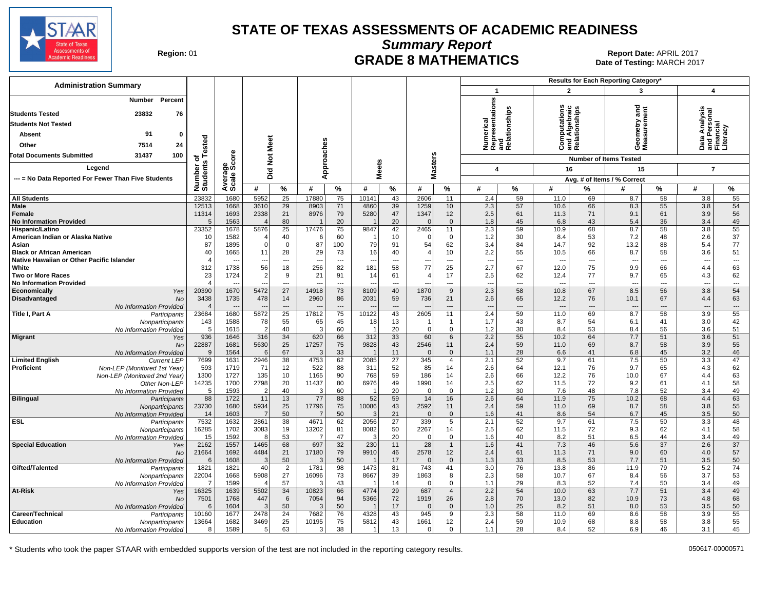# STATE OF TEXAS ASSESSMENTS OF ACADEMIC READINESS

## Summary Report

## GRADE 8 MATHEMATICS

**Region:** 01

**Report Date:** APRIL 2017
**Date of Testing:** MARCH 2017

### Administration Summary

| | Number | Percent |
|---|---|---|
| Students Tested | 23832 | 76 |
| Students Not Tested | | |
| Absent | 91 | 0 |
| Other | 7514 | 24 |
| Total Documents Submitted | 31437 | 100 |

Legend: --- = No Data Reported For Fewer Than Five Students

Results for Each Reporting Category*: 1 = Numerical Representations and Relationships (4 items); 2 = Computations and Algebraic Relationships (16 items); 3 = Geometry and Measurement (15 items); 4 = Data Analysis and Personal Financial Literacy (7 items). Values for categories are Avg. # of Items / % Correct.

| Group | | Number of Students Tested | Average Scale Score | Did Not Meet # | Did Not Meet % | Approaches # | Approaches % | Meets # | Meets % | Masters # | Masters % | Cat 1 # | Cat 1 % | Cat 2 # | Cat 2 % | Cat 3 # | Cat 3 % | Cat 4 # | Cat 4 % |
|---|---|---|---|---|---|---|---|---|---|---|---|---|---|---|---|---|---|---|---|
| All Students | | 23832 | 1680 | 5952 | 25 | 17880 | 75 | 10141 | 43 | 2606 | 11 | 2.4 | 59 | 11.0 | 69 | 8.7 | 58 | 3.8 | 55 |
| Male | | 12513 | 1668 | 3610 | 29 | 8903 | 71 | 4860 | 39 | 1259 | 10 | 2.3 | 57 | 10.6 | 66 | 8.3 | 55 | 3.8 | 54 |
| Female | | 11314 | 1693 | 2338 | 21 | 8976 | 79 | 5280 | 47 | 1347 | 12 | 2.5 | 61 | 11.3 | 71 | 9.1 | 61 | 3.9 | 56 |
| No Information Provided | | 5 | 1563 | 4 | 80 | 1 | 20 | 1 | 20 | 0 | 0 | 1.8 | 45 | 6.8 | 43 | 5.4 | 36 | 3.4 | 49 |
| Hispanic/Latino | | 23352 | 1678 | 5876 | 25 | 17476 | 75 | 9847 | 42 | 2465 | 11 | 2.3 | 59 | 10.9 | 68 | 8.7 | 58 | 3.8 | 55 |
| American Indian or Alaska Native | | 10 | 1582 | 4 | 40 | 6 | 60 | 1 | 10 | 0 | 0 | 1.2 | 30 | 8.4 | 53 | 7.2 | 48 | 2.6 | 37 |
| Asian | | 87 | 1895 | 0 | 0 | 87 | 100 | 79 | 91 | 54 | 62 | 3.4 | 84 | 14.7 | 92 | 13.2 | 88 | 5.4 | 77 |
| Black or African American | | 40 | 1665 | 11 | 28 | 29 | 73 | 16 | 40 | 4 | 10 | 2.2 | 55 | 10.5 | 66 | 8.7 | 58 | 3.6 | 51 |
| Native Hawaiian or Other Pacific Islander | | 4 | --- | --- | --- | --- | --- | --- | --- | --- | --- | --- | --- | --- | --- | --- | --- | --- | --- |
| White | | 312 | 1738 | 56 | 18 | 256 | 82 | 181 | 58 | 77 | 25 | 2.7 | 67 | 12.0 | 75 | 9.9 | 66 | 4.4 | 63 |
| Two or More Races | | 23 | 1724 | 2 | 9 | 21 | 91 | 14 | 61 | 4 | 17 | 2.5 | 62 | 12.4 | 77 | 9.7 | 65 | 4.3 | 62 |
| No Information Provided | | 4 | --- | --- | --- | --- | --- | --- | --- | --- | --- | --- | --- | --- | --- | --- | --- | --- | --- |
| Economically Disadvantaged | Yes | 20390 | 1670 | 5472 | 27 | 14918 | 73 | 8109 | 40 | 1870 | 9 | 2.3 | 58 | 10.8 | 67 | 8.5 | 56 | 3.8 | 54 |
| | No | 3438 | 1735 | 478 | 14 | 2960 | 86 | 2031 | 59 | 736 | 21 | 2.6 | 65 | 12.2 | 76 | 10.1 | 67 | 4.4 | 63 |
| | No Information Provided | 4 | --- | --- | --- | --- | --- | --- | --- | --- | --- | --- | --- | --- | --- | --- | --- | --- | --- |
| Title I, Part A | Participants | 23684 | 1680 | 5872 | 25 | 17812 | 75 | 10122 | 43 | 2605 | 11 | 2.4 | 59 | 11.0 | 69 | 8.7 | 58 | 3.9 | 55 |
| | Nonparticipants | 143 | 1588 | 78 | 55 | 65 | 45 | 18 | 13 | 1 | 1 | 1.7 | 43 | 8.7 | 54 | 6.1 | 41 | 3.0 | 42 |
| | No Information Provided | 5 | 1615 | 2 | 40 | 3 | 60 | 1 | 20 | 0 | 0 | 1.2 | 30 | 8.4 | 53 | 8.4 | 56 | 3.6 | 51 |
| Migrant | Yes | 936 | 1646 | 316 | 34 | 620 | 66 | 312 | 33 | 60 | 6 | 2.2 | 55 | 10.2 | 64 | 7.7 | 51 | 3.6 | 51 |
| | No | 22887 | 1681 | 5630 | 25 | 17257 | 75 | 9828 | 43 | 2546 | 11 | 2.4 | 59 | 11.0 | 69 | 8.7 | 58 | 3.9 | 55 |
| | No Information Provided | 9 | 1564 | 6 | 67 | 3 | 33 | 1 | 11 | 0 | 0 | 1.1 | 28 | 6.6 | 41 | 6.8 | 45 | 3.2 | 46 |
| Limited English Proficient | Current LEP | 7699 | 1631 | 2946 | 38 | 4753 | 62 | 2085 | 27 | 345 | 4 | 2.1 | 52 | 9.7 | 61 | 7.5 | 50 | 3.3 | 47 |
| | Non-LEP (Monitored 1st Year) | 593 | 1719 | 71 | 12 | 522 | 88 | 311 | 52 | 85 | 14 | 2.6 | 64 | 12.1 | 76 | 9.7 | 65 | 4.3 | 62 |
| | Non-LEP (Monitored 2nd Year) | 1300 | 1727 | 135 | 10 | 1165 | 90 | 768 | 59 | 186 | 14 | 2.6 | 66 | 12.2 | 76 | 10.0 | 67 | 4.4 | 63 |
| | Other Non-LEP | 14235 | 1700 | 2798 | 20 | 11437 | 80 | 6976 | 49 | 1990 | 14 | 2.5 | 62 | 11.5 | 72 | 9.2 | 61 | 4.1 | 58 |
| | No Information Provided | 5 | 1593 | 2 | 40 | 3 | 60 | 1 | 20 | 0 | 0 | 1.2 | 30 | 7.6 | 48 | 7.8 | 52 | 3.4 | 49 |
| Bilingual | Participants | 88 | 1722 | 11 | 13 | 77 | 88 | 52 | 59 | 14 | 16 | 2.6 | 64 | 11.9 | 75 | 10.2 | 68 | 4.4 | 63 |
| | Nonparticipants | 23730 | 1680 | 5934 | 25 | 17796 | 75 | 10086 | 43 | 2592 | 11 | 2.4 | 59 | 11.0 | 69 | 8.7 | 58 | 3.8 | 55 |
| | No Information Provided | 14 | 1603 | 7 | 50 | 7 | 50 | 3 | 21 | 0 | 0 | 1.6 | 41 | 8.6 | 54 | 6.7 | 45 | 3.5 | 50 |
| ESL | Participants | 7532 | 1632 | 2861 | 38 | 4671 | 62 | 2056 | 27 | 339 | 5 | 2.1 | 52 | 9.7 | 61 | 7.5 | 50 | 3.3 | 48 |
| | Nonparticipants | 16285 | 1702 | 3083 | 19 | 13202 | 81 | 8082 | 50 | 2267 | 14 | 2.5 | 62 | 11.5 | 72 | 9.3 | 62 | 4.1 | 58 |
| | No Information Provided | 15 | 1592 | 8 | 53 | 7 | 47 | 3 | 20 | 0 | 0 | 1.6 | 40 | 8.2 | 51 | 6.5 | 44 | 3.4 | 49 |
| Special Education | Yes | 2162 | 1557 | 1465 | 68 | 697 | 32 | 230 | 11 | 28 | 1 | 1.6 | 41 | 7.3 | 46 | 5.6 | 37 | 2.6 | 37 |
| | No | 21664 | 1692 | 4484 | 21 | 17180 | 79 | 9910 | 46 | 2578 | 12 | 2.4 | 61 | 11.3 | 71 | 9.0 | 60 | 4.0 | 57 |
| | No Information Provided | 6 | 1608 | 3 | 50 | 3 | 50 | 1 | 17 | 0 | 0 | 1.3 | 33 | 8.5 | 53 | 7.7 | 51 | 3.5 | 50 |
| Gifted/Talented | Participants | 1821 | 1821 | 40 | 2 | 1781 | 98 | 1473 | 81 | 743 | 41 | 3.0 | 76 | 13.8 | 86 | 11.9 | 79 | 5.2 | 74 |
| | Nonparticipants | 22004 | 1668 | 5908 | 27 | 16096 | 73 | 8667 | 39 | 1863 | 8 | 2.3 | 58 | 10.7 | 67 | 8.4 | 56 | 3.7 | 53 |
| | No Information Provided | 7 | 1599 | 4 | 57 | 3 | 43 | 1 | 14 | 0 | 0 | 1.1 | 29 | 8.3 | 52 | 7.4 | 50 | 3.4 | 49 |
| At-Risk | Yes | 16325 | 1639 | 5502 | 34 | 10823 | 66 | 4774 | 29 | 687 | 4 | 2.2 | 54 | 10.0 | 63 | 7.7 | 51 | 3.4 | 49 |
| | No | 7501 | 1768 | 447 | 6 | 7054 | 94 | 5366 | 72 | 1919 | 26 | 2.8 | 70 | 13.0 | 82 | 10.9 | 73 | 4.8 | 68 |
| | No Information Provided | 6 | 1604 | 3 | 50 | 3 | 50 | 1 | 17 | 0 | 0 | 1.0 | 25 | 8.2 | 51 | 8.0 | 53 | 3.5 | 50 |
| Career/Technical Education | Participants | 10160 | 1677 | 2478 | 24 | 7682 | 76 | 4328 | 43 | 945 | 9 | 2.3 | 58 | 11.0 | 69 | 8.6 | 58 | 3.9 | 55 |
| | Nonparticipants | 13664 | 1682 | 3469 | 25 | 10195 | 75 | 5812 | 43 | 1661 | 12 | 2.4 | 59 | 10.9 | 68 | 8.8 | 58 | 3.8 | 55 |
| | No Information Provided | 8 | 1589 | 5 | 63 | 3 | 38 | 1 | 13 | 0 | 0 | 1.1 | 28 | 8.4 | 52 | 6.9 | 46 | 3.1 | 45 |

\* Students who took the paper STAAR with embedded supports version of the test are not included in the reporting category results.

050617-00000571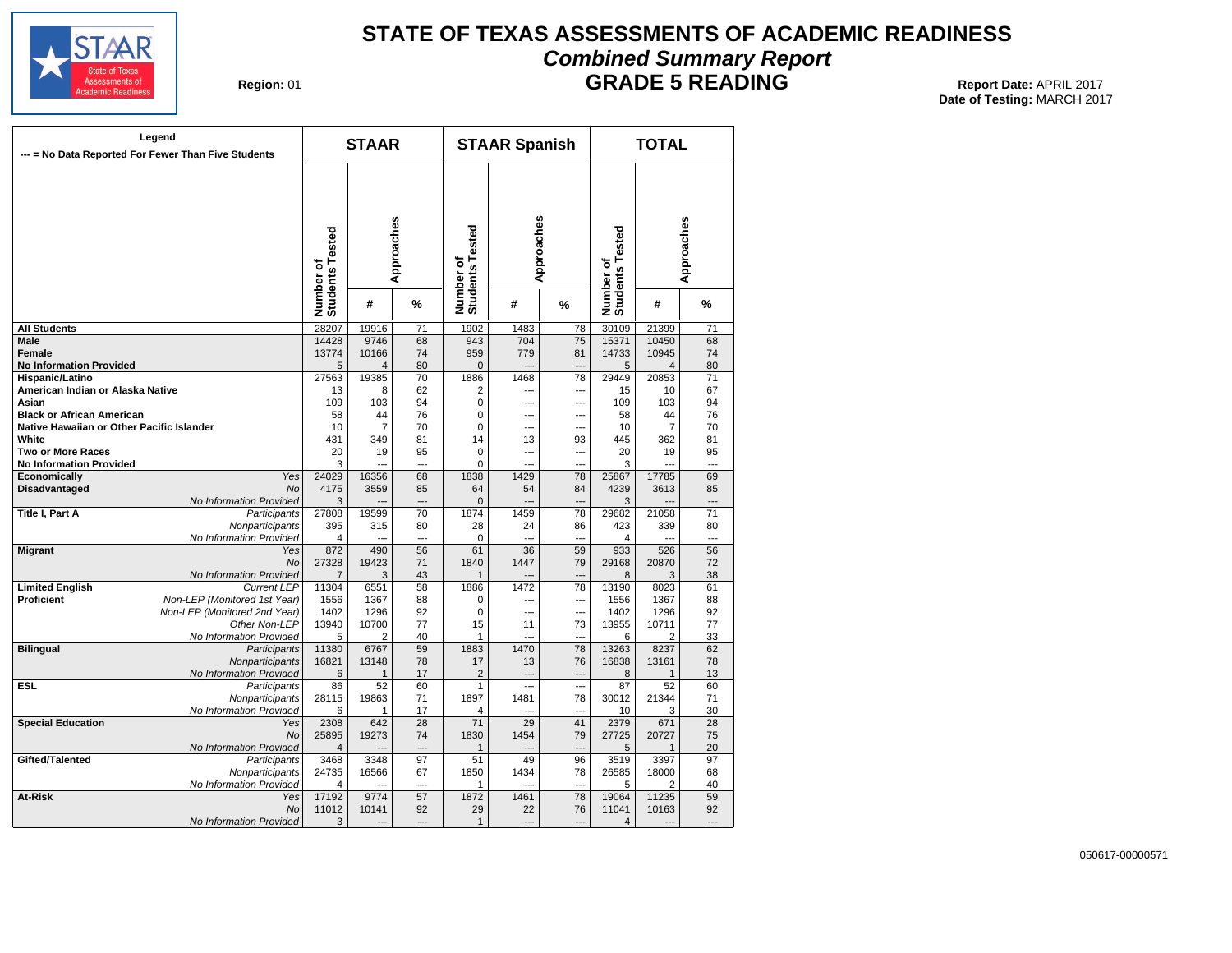# STATE OF TEXAS ASSESSMENTS OF ACADEMIC READINESS

## *Combined Summary Report*

## GRADE 5 READING

**Region:** 01

**Report Date:** APRIL 2017
**Date of Testing:** MARCH 2017

| Legend<br>--- = No Data Reported For Fewer Than Five Students | | STAAR | | | STAAR Spanish | | | TOTAL | | |
|---|---|---|---|---|---|---|---|---|---|---|
| | | Number of Students Tested | Approaches | | Number of Students Tested | Approaches | | Number of Students Tested | Approaches | |
| | | | # | % | | # | % | | # | % |
| **All Students** | | 28207 | 19916 | 71 | 1902 | 1483 | 78 | 30109 | 21399 | 71 |
| **Male** | | 14428 | 9746 | 68 | 943 | 704 | 75 | 15371 | 10450 | 68 |
| **Female** | | 13774 | 10166 | 74 | 959 | 779 | 81 | 14733 | 10945 | 74 |
| **No Information Provided** | | 5 | 4 | 80 | 0 | --- | --- | 5 | 4 | 80 |
| **Hispanic/Latino** | | 27563 | 19385 | 70 | 1886 | 1468 | 78 | 29449 | 20853 | 71 |
| **American Indian or Alaska Native** | | 13 | 8 | 62 | 2 | --- | --- | 15 | 10 | 67 |
| **Asian** | | 109 | 103 | 94 | 0 | --- | --- | 109 | 103 | 94 |
| **Black or African American** | | 58 | 44 | 76 | 0 | --- | --- | 58 | 44 | 76 |
| **Native Hawaiian or Other Pacific Islander** | | 10 | 7 | 70 | 0 | --- | --- | 10 | 7 | 70 |
| **White** | | 431 | 349 | 81 | 14 | 13 | 93 | 445 | 362 | 81 |
| **Two or More Races** | | 20 | 19 | 95 | 0 | --- | --- | 20 | 19 | 95 |
| **No Information Provided** | | 3 | --- | --- | 0 | --- | --- | 3 | --- | --- |
| **Economically Disadvantaged** | *Yes* | 24029 | 16356 | 68 | 1838 | 1429 | 78 | 25867 | 17785 | 69 |
| | *No* | 4175 | 3559 | 85 | 64 | 54 | 84 | 4239 | 3613 | 85 |
| | *No Information Provided* | 3 | --- | --- | 0 | --- | --- | 3 | --- | --- |
| **Title I, Part A** | *Participants* | 27808 | 19599 | 70 | 1874 | 1459 | 78 | 29682 | 21058 | 71 |
| | *Nonparticipants* | 395 | 315 | 80 | 28 | 24 | 86 | 423 | 339 | 80 |
| | *No Information Provided* | 4 | --- | --- | 0 | --- | --- | 4 | --- | --- |
| **Migrant** | *Yes* | 872 | 490 | 56 | 61 | 36 | 59 | 933 | 526 | 56 |
| | *No* | 27328 | 19423 | 71 | 1840 | 1447 | 79 | 29168 | 20870 | 72 |
| | *No Information Provided* | 7 | 3 | 43 | 1 | --- | --- | 8 | 3 | 38 |
| **Limited English Proficient** | *Current LEP* | 11304 | 6551 | 58 | 1886 | 1472 | 78 | 13190 | 8023 | 61 |
| | *Non-LEP (Monitored 1st Year)* | 1556 | 1367 | 88 | 0 | --- | --- | 1556 | 1367 | 88 |
| | *Non-LEP (Monitored 2nd Year)* | 1402 | 1296 | 92 | 0 | --- | --- | 1402 | 1296 | 92 |
| | *Other Non-LEP* | 13940 | 10700 | 77 | 15 | 11 | 73 | 13955 | 10711 | 77 |
| | *No Information Provided* | 5 | 2 | 40 | 1 | --- | --- | 6 | 2 | 33 |
| **Bilingual** | *Participants* | 11380 | 6767 | 59 | 1883 | 1470 | 78 | 13263 | 8237 | 62 |
| | *Nonparticipants* | 16821 | 13148 | 78 | 17 | 13 | 76 | 16838 | 13161 | 78 |
| | *No Information Provided* | 6 | 1 | 17 | 2 | --- | --- | 8 | 1 | 13 |
| **ESL** | *Participants* | 86 | 52 | 60 | 1 | --- | --- | 87 | 52 | 60 |
| | *Nonparticipants* | 28115 | 19863 | 71 | 1897 | 1481 | 78 | 30012 | 21344 | 71 |
| | *No Information Provided* | 6 | 1 | 17 | 4 | --- | --- | 10 | 3 | 30 |
| **Special Education** | *Yes* | 2308 | 642 | 28 | 71 | 29 | 41 | 2379 | 671 | 28 |
| | *No* | 25895 | 19273 | 74 | 1830 | 1454 | 79 | 27725 | 20727 | 75 |
| | *No Information Provided* | 4 | --- | --- | 1 | --- | --- | 5 | 1 | 20 |
| **Gifted/Talented** | *Participants* | 3468 | 3348 | 97 | 51 | 49 | 96 | 3519 | 3397 | 97 |
| | *Nonparticipants* | 24735 | 16566 | 67 | 1850 | 1434 | 78 | 26585 | 18000 | 68 |
| | *No Information Provided* | 4 | --- | --- | 1 | --- | --- | 5 | 2 | 40 |
| **At-Risk** | *Yes* | 17192 | 9774 | 57 | 1872 | 1461 | 78 | 19064 | 11235 | 59 |
| | *No* | 11012 | 10141 | 92 | 29 | 22 | 76 | 11041 | 10163 | 92 |
| | *No Information Provided* | 3 | --- | --- | 1 | --- | --- | 4 | --- | --- |

050617-00000571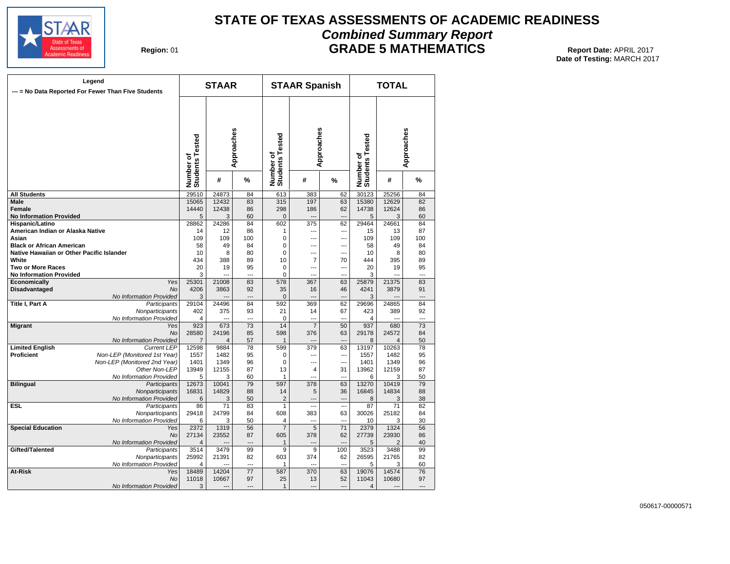# STATE OF TEXAS ASSESSMENTS OF ACADEMIC READINESS

## *Combined Summary Report*

## GRADE 5 MATHEMATICS

**Region:** 01

**Report Date:** APRIL 2017
**Date of Testing:** MARCH 2017

**Legend**
**--- = No Data Reported For Fewer Than Five Students**

| | | STAAR | | | STAAR Spanish | | | TOTAL | | |
|---|---|---|---|---|---|---|---|---|---|---|
| | | Number of Students Tested | Approaches # | Approaches % | Number of Students Tested | Approaches # | Approaches % | Number of Students Tested | Approaches # | Approaches % |
| **All Students** | | 29510 | 24873 | 84 | 613 | 383 | 62 | 30123 | 25256 | 84 |
| **Male** | | 15065 | 12432 | 83 | 315 | 197 | 63 | 15380 | 12629 | 82 |
| **Female** | | 14440 | 12438 | 86 | 298 | 186 | 62 | 14738 | 12624 | 86 |
| **No Information Provided** | | 5 | 3 | 60 | 0 | --- | --- | 5 | 3 | 60 |
| **Hispanic/Latino** | | 28862 | 24286 | 84 | 602 | 375 | 62 | 29464 | 24661 | 84 |
| **American Indian or Alaska Native** | | 14 | 12 | 86 | 1 | --- | --- | 15 | 13 | 87 |
| **Asian** | | 109 | 109 | 100 | 0 | --- | --- | 109 | 109 | 100 |
| **Black or African American** | | 58 | 49 | 84 | 0 | --- | --- | 58 | 49 | 84 |
| **Native Hawaiian or Other Pacific Islander** | | 10 | 8 | 80 | 0 | --- | --- | 10 | 8 | 80 |
| **White** | | 434 | 388 | 89 | 10 | 7 | 70 | 444 | 395 | 89 |
| **Two or More Races** | | 20 | 19 | 95 | 0 | --- | --- | 20 | 19 | 95 |
| **No Information Provided** | | 3 | --- | --- | 0 | --- | --- | 3 | --- | --- |
| **Economically Disadvantaged** | *Yes* | 25301 | 21008 | 83 | 578 | 367 | 63 | 25879 | 21375 | 83 |
| | *No* | 4206 | 3863 | 92 | 35 | 16 | 46 | 4241 | 3879 | 91 |
| | *No Information Provided* | 3 | --- | --- | 0 | --- | --- | 3 | --- | --- |
| **Title I, Part A** | *Participants* | 29104 | 24496 | 84 | 592 | 369 | 62 | 29696 | 24865 | 84 |
| | *Nonparticipants* | 402 | 375 | 93 | 21 | 14 | 67 | 423 | 389 | 92 |
| | *No Information Provided* | 4 | --- | --- | 0 | --- | --- | 4 | --- | --- |
| **Migrant** | *Yes* | 923 | 673 | 73 | 14 | 7 | 50 | 937 | 680 | 73 |
| | *No* | 28580 | 24196 | 85 | 598 | 376 | 63 | 29178 | 24572 | 84 |
| | *No Information Provided* | 7 | 4 | 57 | 1 | --- | --- | 8 | 4 | 50 |
| **Limited English Proficient** | *Current LEP* | 12598 | 9884 | 78 | 599 | 379 | 63 | 13197 | 10263 | 78 |
| | *Non-LEP (Monitored 1st Year)* | 1557 | 1482 | 95 | 0 | --- | --- | 1557 | 1482 | 95 |
| | *Non-LEP (Monitored 2nd Year)* | 1401 | 1349 | 96 | 0 | --- | --- | 1401 | 1349 | 96 |
| | *Other Non-LEP* | 13949 | 12155 | 87 | 13 | 4 | 31 | 13962 | 12159 | 87 |
| | *No Information Provided* | 5 | 3 | 60 | 1 | --- | --- | 6 | 3 | 50 |
| **Bilingual** | *Participants* | 12673 | 10041 | 79 | 597 | 378 | 63 | 13270 | 10419 | 79 |
| | *Nonparticipants* | 16831 | 14829 | 88 | 14 | 5 | 36 | 16845 | 14834 | 88 |
| | *No Information Provided* | 6 | 3 | 50 | 2 | --- | --- | 8 | 3 | 38 |
| **ESL** | *Participants* | 86 | 71 | 83 | 1 | --- | --- | 87 | 71 | 82 |
| | *Nonparticipants* | 29418 | 24799 | 84 | 608 | 383 | 63 | 30026 | 25182 | 84 |
| | *No Information Provided* | 6 | 3 | 50 | 4 | --- | --- | 10 | 3 | 30 |
| **Special Education** | *Yes* | 2372 | 1319 | 56 | 7 | 5 | 71 | 2379 | 1324 | 56 |
| | *No* | 27134 | 23552 | 87 | 605 | 378 | 62 | 27739 | 23930 | 86 |
| | *No Information Provided* | 4 | --- | --- | 1 | --- | --- | 5 | 2 | 40 |
| **Gifted/Talented** | *Participants* | 3514 | 3479 | 99 | 9 | 9 | 100 | 3523 | 3488 | 99 |
| | *Nonparticipants* | 25992 | 21391 | 82 | 603 | 374 | 62 | 26595 | 21765 | 82 |
| | *No Information Provided* | 4 | --- | --- | 1 | --- | --- | 5 | 3 | 60 |
| **At-Risk** | *Yes* | 18489 | 14204 | 77 | 587 | 370 | 63 | 19076 | 14574 | 76 |
| | *No* | 11018 | 10667 | 97 | 25 | 13 | 52 | 11043 | 10680 | 97 |
| | *No Information Provided* | 3 | --- | --- | 1 | --- | --- | 4 | --- | --- |

050617-00000571